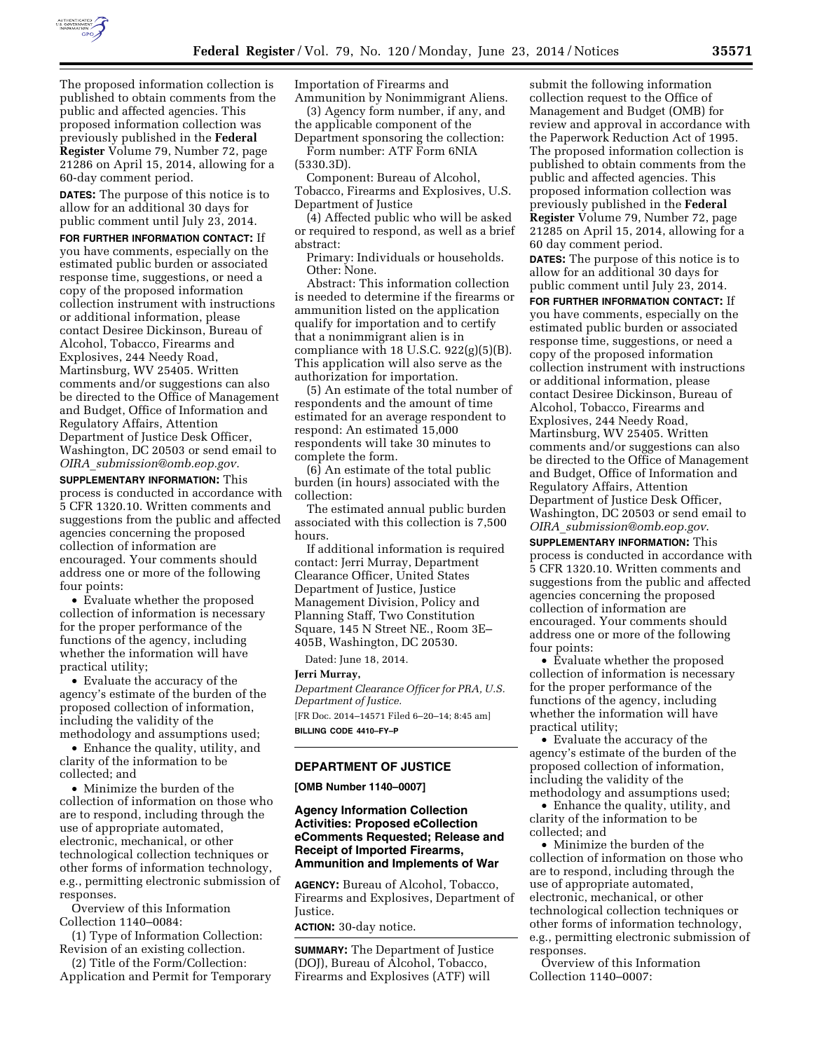The proposed information collection is published to obtain comments from the public and affected agencies. This proposed information collection was previously published in the **Federal Register** Volume 79, Number 72, page 21286 on April 15, 2014, allowing for a 60-day comment period.

**DATES:** The purpose of this notice is to allow for an additional 30 days for public comment until July 23, 2014.

**FOR FURTHER INFORMATION CONTACT:** If you have comments, especially on the estimated public burden or associated response time, suggestions, or need a copy of the proposed information collection instrument with instructions or additional information, please contact Desiree Dickinson, Bureau of Alcohol, Tobacco, Firearms and Explosives, 244 Needy Road, Martinsburg, WV 25405. Written comments and/or suggestions can also be directed to the Office of Management and Budget, Office of Information and Regulatory Affairs, Attention Department of Justice Desk Officer, Washington, DC 20503 or send email to *OIRA_submission@omb.eop.gov.*

**SUPPLEMENTARY INFORMATION:** This process is conducted in accordance with 5 CFR 1320.10. Written comments and suggestions from the public and affected agencies concerning the proposed collection of information are encouraged. Your comments should address one or more of the following four points:

- Evaluate whether the proposed collection of information is necessary for the proper performance of the functions of the agency, including whether the information will have practical utility;
- Evaluate the accuracy of the agency's estimate of the burden of the proposed collection of information, including the validity of the methodology and assumptions used;
- Enhance the quality, utility, and clarity of the information to be collected; and
- Minimize the burden of the collection of information on those who are to respond, including through the use of appropriate automated, electronic, mechanical, or other technological collection techniques or other forms of information technology, e.g., permitting electronic submission of responses.

Overview of this Information Collection 1140–0084:

(1) Type of Information Collection: Revision of an existing collection.

(2) Title of the Form/Collection: Application and Permit for Temporary Importation of Firearms and Ammunition by Nonimmigrant Aliens.

(3) Agency form number, if any, and the applicable component of the Department sponsoring the collection:

Form number: ATF Form 6NIA (5330.3D).

Component: Bureau of Alcohol, Tobacco, Firearms and Explosives, U.S. Department of Justice

(4) Affected public who will be asked or required to respond, as well as a brief abstract:

Primary: Individuals or households. Other: None.

Abstract: This information collection is needed to determine if the firearms or ammunition listed on the application qualify for importation and to certify that a nonimmigrant alien is in compliance with 18 U.S.C. 922(g)(5)(B). This application will also serve as the authorization for importation.

(5) An estimate of the total number of respondents and the amount of time estimated for an average respondent to respond: An estimated 15,000 respondents will take 30 minutes to complete the form.

(6) An estimate of the total public burden (in hours) associated with the collection:

The estimated annual public burden associated with this collection is 7,500 hours.

If additional information is required contact: Jerri Murray, Department Clearance Officer, United States Department of Justice, Justice Management Division, Policy and Planning Staff, Two Constitution Square, 145 N Street NE., Room 3E–405B, Washington, DC 20530.

Dated: June 18, 2014.

**Jerri Murray,**

*Department Clearance Officer for PRA, U.S. Department of Justice.*

[FR Doc. 2014–14571 Filed 6–20–14; 8:45 am]

**BILLING CODE 4410–FY–P**

---

## DEPARTMENT OF JUSTICE

**[OMB Number 1140–0007]**

### Agency Information Collection Activities: Proposed eCollection eComments Requested; Release and Receipt of Imported Firearms, Ammunition and Implements of War

**AGENCY:** Bureau of Alcohol, Tobacco, Firearms and Explosives, Department of Justice.

**ACTION:** 30-day notice.

**SUMMARY:** The Department of Justice (DOJ), Bureau of Alcohol, Tobacco, Firearms and Explosives (ATF) will submit the following information collection request to the Office of Management and Budget (OMB) for review and approval in accordance with the Paperwork Reduction Act of 1995. The proposed information collection is published to obtain comments from the public and affected agencies. This proposed information collection was previously published in the **Federal Register** Volume 79, Number 72, page 21285 on April 15, 2014, allowing for a 60 day comment period.

**DATES:** The purpose of this notice is to allow for an additional 30 days for public comment until July 23, 2014.

**FOR FURTHER INFORMATION CONTACT:** If you have comments, especially on the estimated public burden or associated response time, suggestions, or need a copy of the proposed information collection instrument with instructions or additional information, please contact Desiree Dickinson, Bureau of Alcohol, Tobacco, Firearms and Explosives, 244 Needy Road, Martinsburg, WV 25405. Written comments and/or suggestions can also be directed to the Office of Management and Budget, Office of Information and Regulatory Affairs, Attention Department of Justice Desk Officer, Washington, DC 20503 or send email to *OIRA_submission@omb.eop.gov.*

**SUPPLEMENTARY INFORMATION:** This process is conducted in accordance with 5 CFR 1320.10. Written comments and suggestions from the public and affected agencies concerning the proposed collection of information are encouraged. Your comments should address one or more of the following four points:

- Evaluate whether the proposed collection of information is necessary for the proper performance of the functions of the agency, including whether the information will have practical utility;
- Evaluate the accuracy of the agency's estimate of the burden of the proposed collection of information, including the validity of the methodology and assumptions used;
- Enhance the quality, utility, and clarity of the information to be collected; and
- Minimize the burden of the collection of information on those who are to respond, including through the use of appropriate automated, electronic, mechanical, or other technological collection techniques or other forms of information technology, e.g., permitting electronic submission of responses.

Overview of this Information Collection 1140–0007: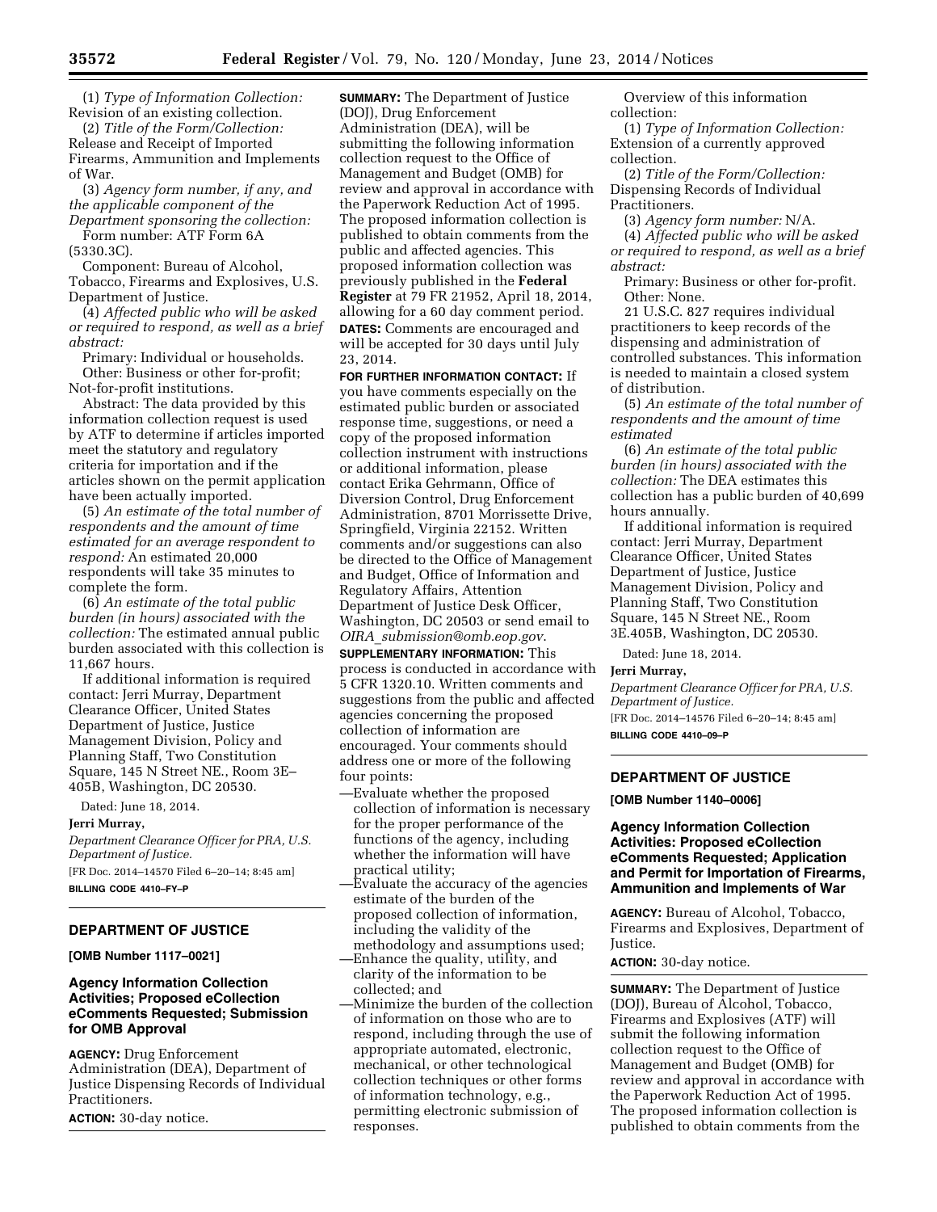(1) *Type of Information Collection:* Revision of an existing collection.

(2) *Title of the Form/Collection:* Release and Receipt of Imported Firearms, Ammunition and Implements of War.

(3) *Agency form number, if any, and the applicable component of the Department sponsoring the collection:*

Form number: ATF Form 6A (5330.3C).

Component: Bureau of Alcohol, Tobacco, Firearms and Explosives, U.S. Department of Justice.

(4) *Affected public who will be asked or required to respond, as well as a brief abstract:*

Primary: Individual or households.

Other: Business or other for-profit; Not-for-profit institutions.

Abstract: The data provided by this information collection request is used by ATF to determine if articles imported meet the statutory and regulatory criteria for importation and if the articles shown on the permit application have been actually imported.

(5) *An estimate of the total number of respondents and the amount of time estimated for an average respondent to respond:* An estimated 20,000 respondents will take 35 minutes to complete the form.

(6) *An estimate of the total public burden (in hours) associated with the collection:* The estimated annual public burden associated with this collection is 11,667 hours.

If additional information is required contact: Jerri Murray, Department Clearance Officer, United States Department of Justice, Justice Management Division, Policy and Planning Staff, Two Constitution Square, 145 N Street NE., Room 3E–405B, Washington, DC 20530.

Dated: June 18, 2014.

**Jerri Murray,**

*Department Clearance Officer for PRA, U.S. Department of Justice.*

[FR Doc. 2014–14570 Filed 6–20–14; 8:45 am]

**BILLING CODE 4410–FY–P**

## DEPARTMENT OF JUSTICE

**[OMB Number 1117–0021]**

### Agency Information Collection Activities; Proposed eCollection eComments Requested; Submission for OMB Approval

**AGENCY:** Drug Enforcement Administration (DEA), Department of Justice Dispensing Records of Individual Practitioners.

**ACTION:** 30-day notice.

**SUMMARY:** The Department of Justice (DOJ), Drug Enforcement Administration (DEA), will be submitting the following information collection request to the Office of Management and Budget (OMB) for review and approval in accordance with the Paperwork Reduction Act of 1995. The proposed information collection is published to obtain comments from the public and affected agencies. This proposed information collection was previously published in the **Federal Register** at 79 FR 21952, April 18, 2014, allowing for a 60 day comment period.

**DATES:** Comments are encouraged and will be accepted for 30 days until July 23, 2014.

**FOR FURTHER INFORMATION CONTACT:** If you have comments especially on the estimated public burden or associated response time, suggestions, or need a copy of the proposed information collection instrument with instructions or additional information, please contact Erika Gehrmann, Office of Diversion Control, Drug Enforcement Administration, 8701 Morrissette Drive, Springfield, Virginia 22152. Written comments and/or suggestions can also be directed to the Office of Management and Budget, Office of Information and Regulatory Affairs, Attention Department of Justice Desk Officer, Washington, DC 20503 or send email to *OIRA_submission@omb.eop.gov*.

**SUPPLEMENTARY INFORMATION:** This process is conducted in accordance with 5 CFR 1320.10. Written comments and suggestions from the public and affected agencies concerning the proposed collection of information are encouraged. Your comments should address one or more of the following four points:

—Evaluate whether the proposed collection of information is necessary for the proper performance of the functions of the agency, including whether the information will have practical utility;

—Evaluate the accuracy of the agencies estimate of the burden of the proposed collection of information, including the validity of the methodology and assumptions used;

—Enhance the quality, utility, and clarity of the information to be collected; and

—Minimize the burden of the collection of information on those who are to respond, including through the use of appropriate automated, electronic, mechanical, or other technological collection techniques or other forms of information technology, e.g., permitting electronic submission of responses.

Overview of this information collection:

(1) *Type of Information Collection:* Extension of a currently approved collection.

(2) *Title of the Form/Collection:* Dispensing Records of Individual Practitioners.

(3) *Agency form number:* N/A.

(4) *Affected public who will be asked or required to respond, as well as a brief abstract:*

Primary: Business or other for-profit.

Other: None.

21 U.S.C. 827 requires individual practitioners to keep records of the dispensing and administration of controlled substances. This information is needed to maintain a closed system of distribution.

(5) *An estimate of the total number of respondents and the amount of time estimated*

(6) *An estimate of the total public burden (in hours) associated with the collection:* The DEA estimates this collection has a public burden of 40,699 hours annually.

If additional information is required contact: Jerri Murray, Department Clearance Officer, United States Department of Justice, Justice Management Division, Policy and Planning Staff, Two Constitution Square, 145 N Street NE., Room 3E.405B, Washington, DC 20530.

Dated: June 18, 2014.

**Jerri Murray,**

*Department Clearance Officer for PRA, U.S. Department of Justice.*

[FR Doc. 2014–14576 Filed 6–20–14; 8:45 am]

**BILLING CODE 4410–09–P**

## DEPARTMENT OF JUSTICE

**[OMB Number 1140–0006]**

### Agency Information Collection Activities: Proposed eCollection eComments Requested; Application and Permit for Importation of Firearms, Ammunition and Implements of War

**AGENCY:** Bureau of Alcohol, Tobacco, Firearms and Explosives, Department of Justice.

**ACTION:** 30-day notice.

**SUMMARY:** The Department of Justice (DOJ), Bureau of Alcohol, Tobacco, Firearms and Explosives (ATF) will submit the following information collection request to the Office of Management and Budget (OMB) for review and approval in accordance with the Paperwork Reduction Act of 1995. The proposed information collection is published to obtain comments from the